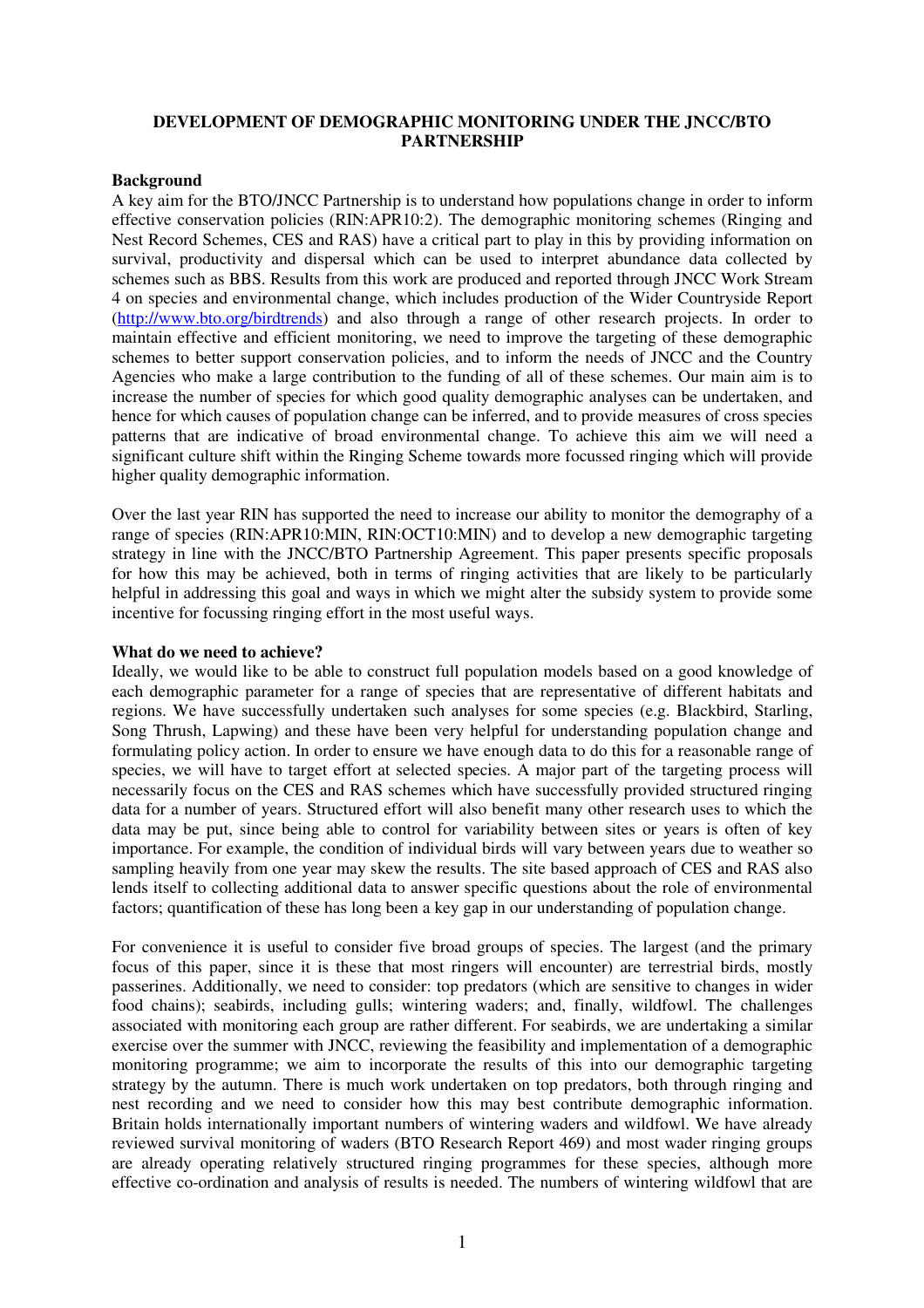# DEVELOPMENT OF DEMOGRAPHIC MONITORING UNDER THE JNCC/BTO PARTNERSHIP

## Background

A key aim for the BTO/JNCC Partnership is to understand how populations change in order to inform effective conservation policies (RIN:APR10:2). The demographic monitoring schemes (Ringing and Nest Record Schemes, CES and RAS) have a critical part to play in this by providing information on survival, productivity and dispersal which can be used to interpret abundance data collected by schemes such as BBS. Results from this work are produced and reported through JNCC Work Stream 4 on species and environmental change, which includes production of the Wider Countryside Report (http://www.bto.org/birdtrends) and also through a range of other research projects. In order to maintain effective and efficient monitoring, we need to improve the targeting of these demographic schemes to better support conservation policies, and to inform the needs of JNCC and the Country Agencies who make a large contribution to the funding of all of these schemes. Our main aim is to increase the number of species for which good quality demographic analyses can be undertaken, and hence for which causes of population change can be inferred, and to provide measures of cross species patterns that are indicative of broad environmental change. To achieve this aim we will need a significant culture shift within the Ringing Scheme towards more focussed ringing which will provide higher quality demographic information.

Over the last year RIN has supported the need to increase our ability to monitor the demography of a range of species (RIN:APR10:MIN, RIN:OCT10:MIN) and to develop a new demographic targeting strategy in line with the JNCC/BTO Partnership Agreement. This paper presents specific proposals for how this may be achieved, both in terms of ringing activities that are likely to be particularly helpful in addressing this goal and ways in which we might alter the subsidy system to provide some incentive for focussing ringing effort in the most useful ways.

## What do we need to achieve?

Ideally, we would like to be able to construct full population models based on a good knowledge of each demographic parameter for a range of species that are representative of different habitats and regions. We have successfully undertaken such analyses for some species (e.g. Blackbird, Starling, Song Thrush, Lapwing) and these have been very helpful for understanding population change and formulating policy action. In order to ensure we have enough data to do this for a reasonable range of species, we will have to target effort at selected species. A major part of the targeting process will necessarily focus on the CES and RAS schemes which have successfully provided structured ringing data for a number of years. Structured effort will also benefit many other research uses to which the data may be put, since being able to control for variability between sites or years is often of key importance. For example, the condition of individual birds will vary between years due to weather so sampling heavily from one year may skew the results. The site based approach of CES and RAS also lends itself to collecting additional data to answer specific questions about the role of environmental factors; quantification of these has long been a key gap in our understanding of population change.

For convenience it is useful to consider five broad groups of species. The largest (and the primary focus of this paper, since it is these that most ringers will encounter) are terrestrial birds, mostly passerines. Additionally, we need to consider: top predators (which are sensitive to changes in wider food chains); seabirds, including gulls; wintering waders; and, finally, wildfowl. The challenges associated with monitoring each group are rather different. For seabirds, we are undertaking a similar exercise over the summer with JNCC, reviewing the feasibility and implementation of a demographic monitoring programme; we aim to incorporate the results of this into our demographic targeting strategy by the autumn. There is much work undertaken on top predators, both through ringing and nest recording and we need to consider how this may best contribute demographic information. Britain holds internationally important numbers of wintering waders and wildfowl. We have already reviewed survival monitoring of waders (BTO Research Report 469) and most wader ringing groups are already operating relatively structured ringing programmes for these species, although more effective co-ordination and analysis of results is needed. The numbers of wintering wildfowl that are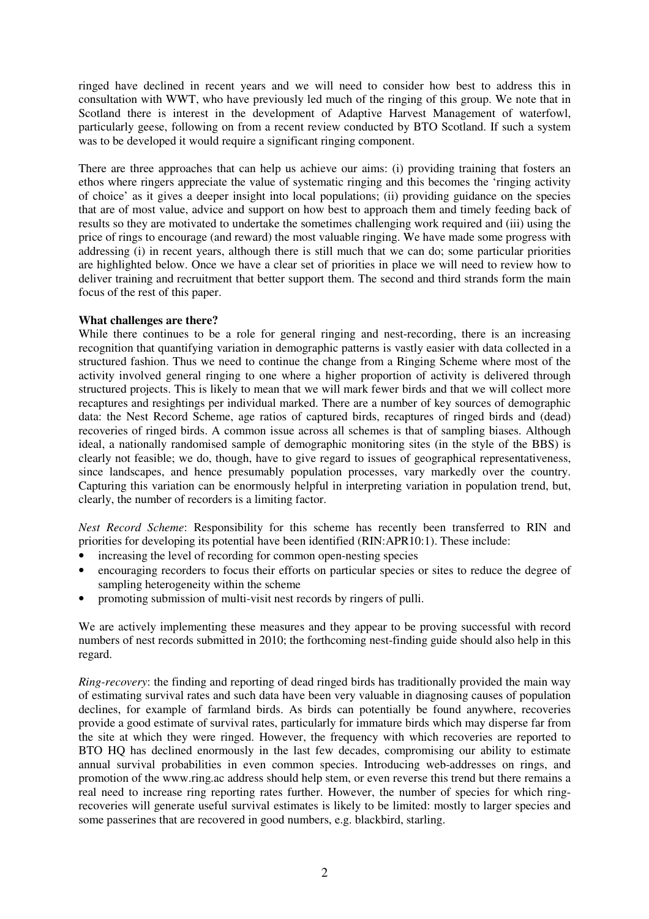ringed have declined in recent years and we will need to consider how best to address this in consultation with WWT, who have previously led much of the ringing of this group. We note that in Scotland there is interest in the development of Adaptive Harvest Management of waterfowl, particularly geese, following on from a recent review conducted by BTO Scotland. If such a system was to be developed it would require a significant ringing component.

There are three approaches that can help us achieve our aims: (i) providing training that fosters an ethos where ringers appreciate the value of systematic ringing and this becomes the 'ringing activity of choice' as it gives a deeper insight into local populations; (ii) providing guidance on the species that are of most value, advice and support on how best to approach them and timely feeding back of results so they are motivated to undertake the sometimes challenging work required and (iii) using the price of rings to encourage (and reward) the most valuable ringing. We have made some progress with addressing (i) in recent years, although there is still much that we can do; some particular priorities are highlighted below. Once we have a clear set of priorities in place we will need to review how to deliver training and recruitment that better support them. The second and third strands form the main focus of the rest of this paper.

**What challenges are there?**

While there continues to be a role for general ringing and nest-recording, there is an increasing recognition that quantifying variation in demographic patterns is vastly easier with data collected in a structured fashion. Thus we need to continue the change from a Ringing Scheme where most of the activity involved general ringing to one where a higher proportion of activity is delivered through structured projects. This is likely to mean that we will mark fewer birds and that we will collect more recaptures and resightings per individual marked. There are a number of key sources of demographic data: the Nest Record Scheme, age ratios of captured birds, recaptures of ringed birds and (dead) recoveries of ringed birds. A common issue across all schemes is that of sampling biases. Although ideal, a nationally randomised sample of demographic monitoring sites (in the style of the BBS) is clearly not feasible; we do, though, have to give regard to issues of geographical representativeness, since landscapes, and hence presumably population processes, vary markedly over the country. Capturing this variation can be enormously helpful in interpreting variation in population trend, but, clearly, the number of recorders is a limiting factor.

*Nest Record Scheme*: Responsibility for this scheme has recently been transferred to RIN and priorities for developing its potential have been identified (RIN:APR10:1). These include:

- increasing the level of recording for common open-nesting species
- encouraging recorders to focus their efforts on particular species or sites to reduce the degree of sampling heterogeneity within the scheme
- promoting submission of multi-visit nest records by ringers of pulli.

We are actively implementing these measures and they appear to be proving successful with record numbers of nest records submitted in 2010; the forthcoming nest-finding guide should also help in this regard.

*Ring-recovery*: the finding and reporting of dead ringed birds has traditionally provided the main way of estimating survival rates and such data have been very valuable in diagnosing causes of population declines, for example of farmland birds. As birds can potentially be found anywhere, recoveries provide a good estimate of survival rates, particularly for immature birds which may disperse far from the site at which they were ringed. However, the frequency with which recoveries are reported to BTO HQ has declined enormously in the last few decades, compromising our ability to estimate annual survival probabilities in even common species. Introducing web-addresses on rings, and promotion of the www.ring.ac address should help stem, or even reverse this trend but there remains a real need to increase ring reporting rates further. However, the number of species for which ring-recoveries will generate useful survival estimates is likely to be limited: mostly to larger species and some passerines that are recovered in good numbers, e.g. blackbird, starling.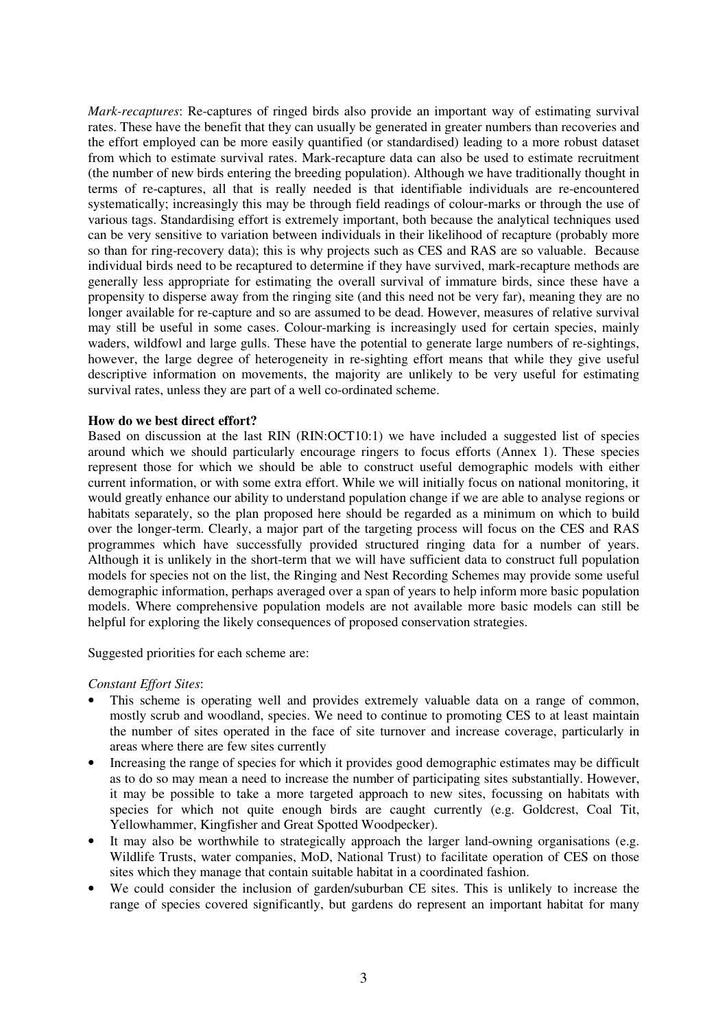*Mark-recaptures*: Re-captures of ringed birds also provide an important way of estimating survival rates. These have the benefit that they can usually be generated in greater numbers than recoveries and the effort employed can be more easily quantified (or standardised) leading to a more robust dataset from which to estimate survival rates. Mark-recapture data can also be used to estimate recruitment (the number of new birds entering the breeding population). Although we have traditionally thought in terms of re-captures, all that is really needed is that identifiable individuals are re-encountered systematically; increasingly this may be through field readings of colour-marks or through the use of various tags. Standardising effort is extremely important, both because the analytical techniques used can be very sensitive to variation between individuals in their likelihood of recapture (probably more so than for ring-recovery data); this is why projects such as CES and RAS are so valuable. Because individual birds need to be recaptured to determine if they have survived, mark-recapture methods are generally less appropriate for estimating the overall survival of immature birds, since these have a propensity to disperse away from the ringing site (and this need not be very far), meaning they are no longer available for re-capture and so are assumed to be dead. However, measures of relative survival may still be useful in some cases. Colour-marking is increasingly used for certain species, mainly waders, wildfowl and large gulls. These have the potential to generate large numbers of re-sightings, however, the large degree of heterogeneity in re-sighting effort means that while they give useful descriptive information on movements, the majority are unlikely to be very useful for estimating survival rates, unless they are part of a well co-ordinated scheme.

**How do we best direct effort?**

Based on discussion at the last RIN (RIN:OCT10:1) we have included a suggested list of species around which we should particularly encourage ringers to focus efforts (Annex 1). These species represent those for which we should be able to construct useful demographic models with either current information, or with some extra effort. While we will initially focus on national monitoring, it would greatly enhance our ability to understand population change if we are able to analyse regions or habitats separately, so the plan proposed here should be regarded as a minimum on which to build over the longer-term. Clearly, a major part of the targeting process will focus on the CES and RAS programmes which have successfully provided structured ringing data for a number of years. Although it is unlikely in the short-term that we will have sufficient data to construct full population models for species not on the list, the Ringing and Nest Recording Schemes may provide some useful demographic information, perhaps averaged over a span of years to help inform more basic population models. Where comprehensive population models are not available more basic models can still be helpful for exploring the likely consequences of proposed conservation strategies.

Suggested priorities for each scheme are:

*Constant Effort Sites*:

- This scheme is operating well and provides extremely valuable data on a range of common, mostly scrub and woodland, species. We need to continue to promoting CES to at least maintain the number of sites operated in the face of site turnover and increase coverage, particularly in areas where there are few sites currently
- Increasing the range of species for which it provides good demographic estimates may be difficult as to do so may mean a need to increase the number of participating sites substantially. However, it may be possible to take a more targeted approach to new sites, focussing on habitats with species for which not quite enough birds are caught currently (e.g. Goldcrest, Coal Tit, Yellowhammer, Kingfisher and Great Spotted Woodpecker).
- It may also be worthwhile to strategically approach the larger land-owning organisations (e.g. Wildlife Trusts, water companies, MoD, National Trust) to facilitate operation of CES on those sites which they manage that contain suitable habitat in a coordinated fashion.
- We could consider the inclusion of garden/suburban CE sites. This is unlikely to increase the range of species covered significantly, but gardens do represent an important habitat for many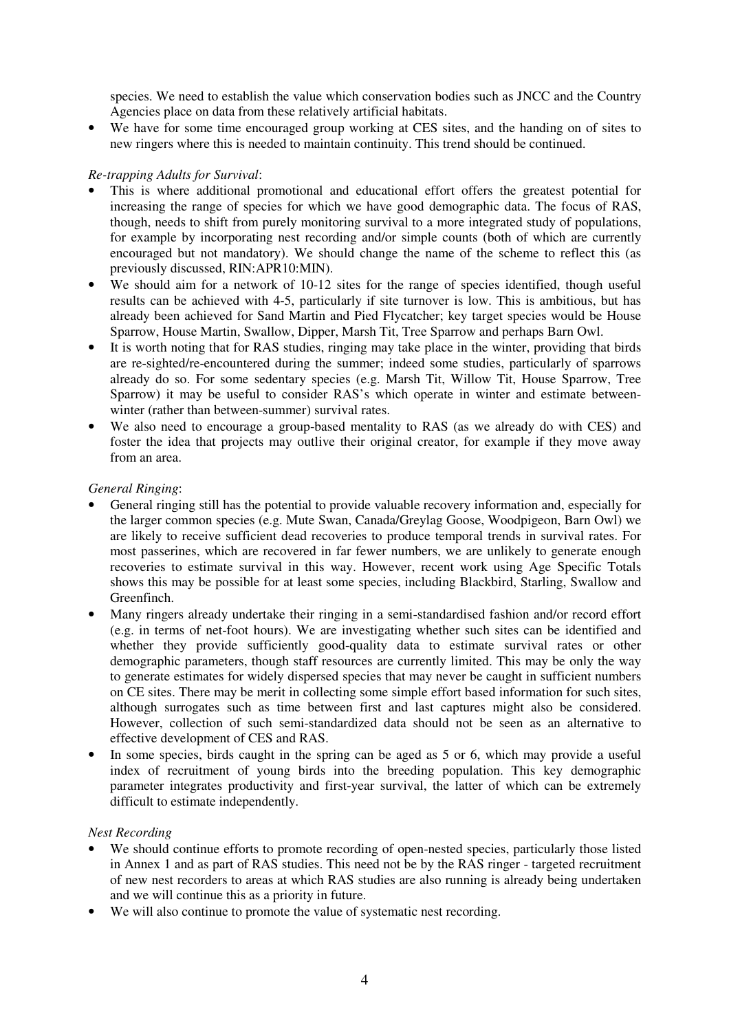species. We need to establish the value which conservation bodies such as JNCC and the Country Agencies place on data from these relatively artificial habitats.

- We have for some time encouraged group working at CES sites, and the handing on of sites to new ringers where this is needed to maintain continuity. This trend should be continued.

*Re-trapping Adults for Survival*:

- This is where additional promotional and educational effort offers the greatest potential for increasing the range of species for which we have good demographic data. The focus of RAS, though, needs to shift from purely monitoring survival to a more integrated study of populations, for example by incorporating nest recording and/or simple counts (both of which are currently encouraged but not mandatory). We should change the name of the scheme to reflect this (as previously discussed, RIN:APR10:MIN).
- We should aim for a network of 10-12 sites for the range of species identified, though useful results can be achieved with 4-5, particularly if site turnover is low. This is ambitious, but has already been achieved for Sand Martin and Pied Flycatcher; key target species would be House Sparrow, House Martin, Swallow, Dipper, Marsh Tit, Tree Sparrow and perhaps Barn Owl.
- It is worth noting that for RAS studies, ringing may take place in the winter, providing that birds are re-sighted/re-encountered during the summer; indeed some studies, particularly of sparrows already do so. For some sedentary species (e.g. Marsh Tit, Willow Tit, House Sparrow, Tree Sparrow) it may be useful to consider RAS's which operate in winter and estimate between-winter (rather than between-summer) survival rates.
- We also need to encourage a group-based mentality to RAS (as we already do with CES) and foster the idea that projects may outlive their original creator, for example if they move away from an area.

*General Ringing*:

- General ringing still has the potential to provide valuable recovery information and, especially for the larger common species (e.g. Mute Swan, Canada/Greylag Goose, Woodpigeon, Barn Owl) we are likely to receive sufficient dead recoveries to produce temporal trends in survival rates. For most passerines, which are recovered in far fewer numbers, we are unlikely to generate enough recoveries to estimate survival in this way. However, recent work using Age Specific Totals shows this may be possible for at least some species, including Blackbird, Starling, Swallow and Greenfinch.
- Many ringers already undertake their ringing in a semi-standardised fashion and/or record effort (e.g. in terms of net-foot hours). We are investigating whether such sites can be identified and whether they provide sufficiently good-quality data to estimate survival rates or other demographic parameters, though staff resources are currently limited. This may be only the way to generate estimates for widely dispersed species that may never be caught in sufficient numbers on CE sites. There may be merit in collecting some simple effort based information for such sites, although surrogates such as time between first and last captures might also be considered. However, collection of such semi-standardized data should not be seen as an alternative to effective development of CES and RAS.
- In some species, birds caught in the spring can be aged as 5 or 6, which may provide a useful index of recruitment of young birds into the breeding population. This key demographic parameter integrates productivity and first-year survival, the latter of which can be extremely difficult to estimate independently.

*Nest Recording*

- We should continue efforts to promote recording of open-nested species, particularly those listed in Annex 1 and as part of RAS studies. This need not be by the RAS ringer - targeted recruitment of new nest recorders to areas at which RAS studies are also running is already being undertaken and we will continue this as a priority in future.
- We will also continue to promote the value of systematic nest recording.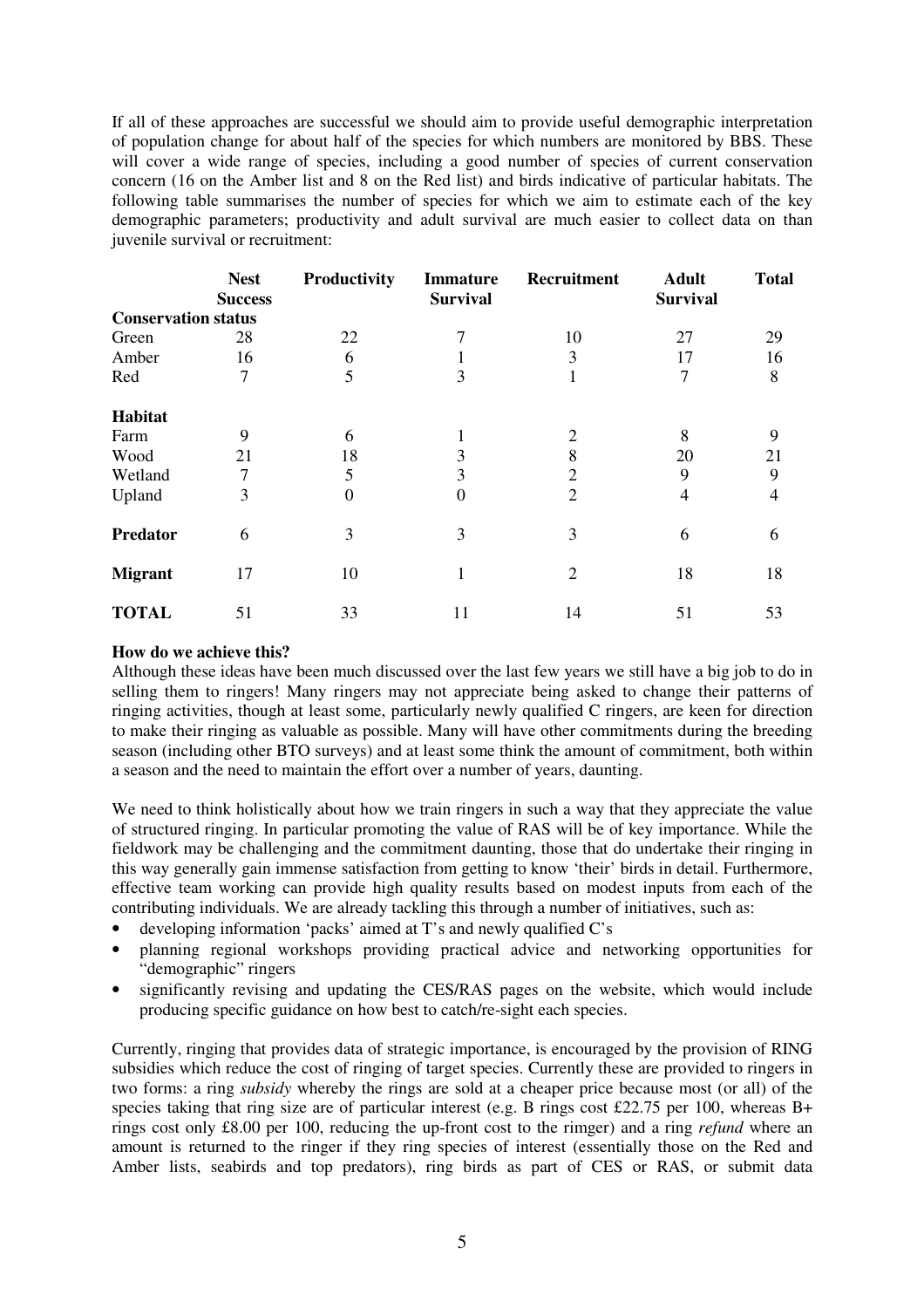If all of these approaches are successful we should aim to provide useful demographic interpretation of population change for about half of the species for which numbers are monitored by BBS. These will cover a wide range of species, including a good number of species of current conservation concern (16 on the Amber list and 8 on the Red list) and birds indicative of particular habitats. The following table summarises the number of species for which we aim to estimate each of the key demographic parameters; productivity and adult survival are much easier to collect data on than juvenile survival or recruitment:

| | Nest Success | Productivity | Immature Survival | Recruitment | Adult Survival | Total |
|---|---|---|---|---|---|---|
| **Conservation status** | | | | | | |
| Green | 28 | 22 | 7 | 10 | 27 | 29 |
| Amber | 16 | 6 | 1 | 3 | 17 | 16 |
| Red | 7 | 5 | 3 | 1 | 7 | 8 |
| **Habitat** | | | | | | |
| Farm | 9 | 6 | 1 | 2 | 8 | 9 |
| Wood | 21 | 18 | 3 | 8 | 20 | 21 |
| Wetland | 7 | 5 | 3 | 2 | 9 | 9 |
| Upland | 3 | 0 | 0 | 2 | 4 | 4 |
| **Predator** | 6 | 3 | 3 | 3 | 6 | 6 |
| **Migrant** | 17 | 10 | 1 | 2 | 18 | 18 |
| **TOTAL** | 51 | 33 | 11 | 14 | 51 | 53 |

**How do we achieve this?**

Although these ideas have been much discussed over the last few years we still have a big job to do in selling them to ringers! Many ringers may not appreciate being asked to change their patterns of ringing activities, though at least some, particularly newly qualified C ringers, are keen for direction to make their ringing as valuable as possible. Many will have other commitments during the breeding season (including other BTO surveys) and at least some think the amount of commitment, both within a season and the need to maintain the effort over a number of years, daunting.

We need to think holistically about how we train ringers in such a way that they appreciate the value of structured ringing. In particular promoting the value of RAS will be of key importance. While the fieldwork may be challenging and the commitment daunting, those that do undertake their ringing in this way generally gain immense satisfaction from getting to know 'their' birds in detail. Furthermore, effective team working can provide high quality results based on modest inputs from each of the contributing individuals. We are already tackling this through a number of initiatives, such as:

- developing information 'packs' aimed at T's and newly qualified C's
- planning regional workshops providing practical advice and networking opportunities for "demographic" ringers
- significantly revising and updating the CES/RAS pages on the website, which would include producing specific guidance on how best to catch/re-sight each species.

Currently, ringing that provides data of strategic importance, is encouraged by the provision of RING subsidies which reduce the cost of ringing of target species. Currently these are provided to ringers in two forms: a ring *subsidy* whereby the rings are sold at a cheaper price because most (or all) of the species taking that ring size are of particular interest (e.g. B rings cost £22.75 per 100, whereas B+ rings cost only £8.00 per 100, reducing the up-front cost to the rimger) and a ring *refund* where an amount is returned to the ringer if they ring species of interest (essentially those on the Red and Amber lists, seabirds and top predators), ring birds as part of CES or RAS, or submit data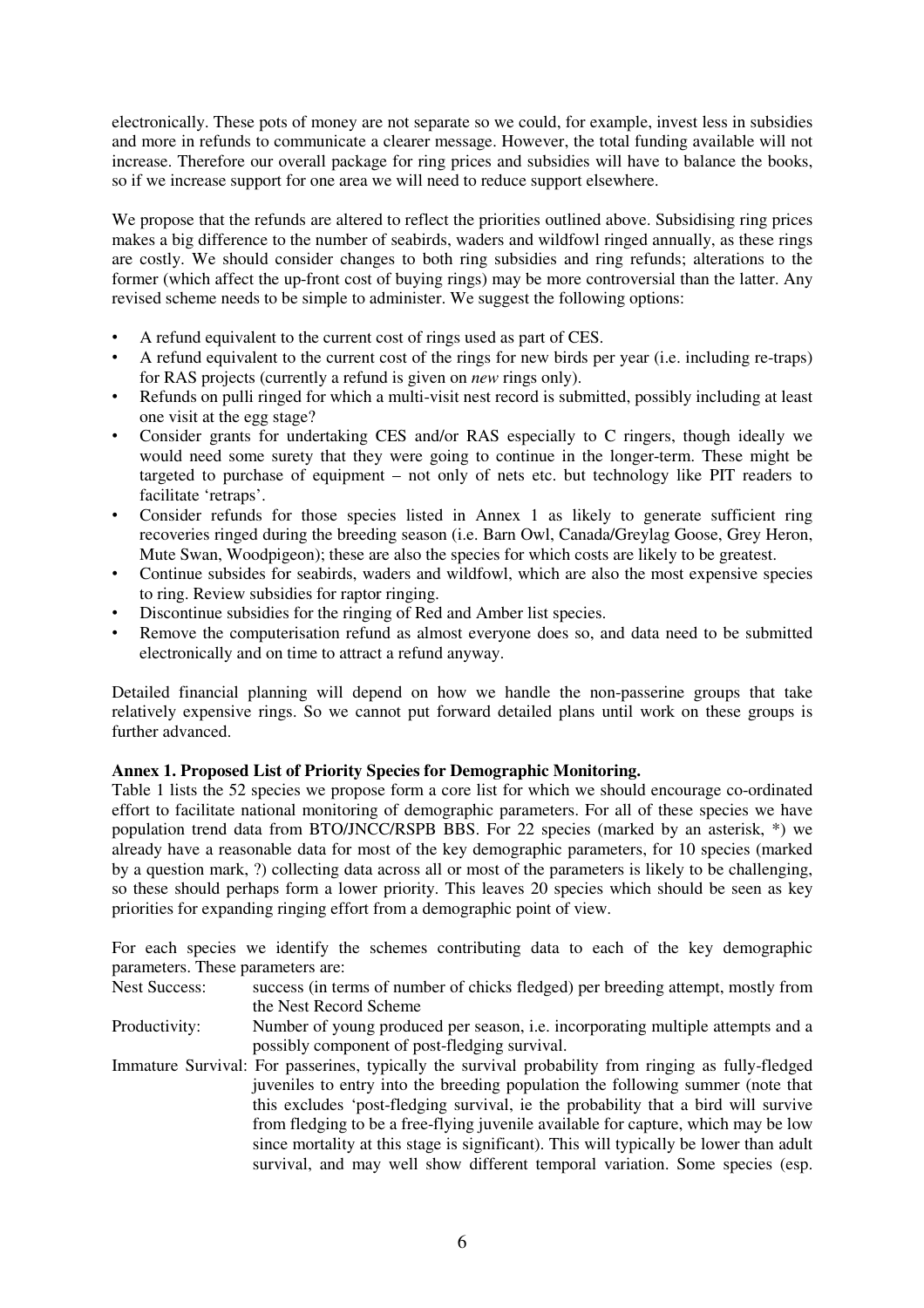electronically. These pots of money are not separate so we could, for example, invest less in subsidies and more in refunds to communicate a clearer message. However, the total funding available will not increase. Therefore our overall package for ring prices and subsidies will have to balance the books, so if we increase support for one area we will need to reduce support elsewhere.

We propose that the refunds are altered to reflect the priorities outlined above. Subsidising ring prices makes a big difference to the number of seabirds, waders and wildfowl ringed annually, as these rings are costly. We should consider changes to both ring subsidies and ring refunds; alterations to the former (which affect the up-front cost of buying rings) may be more controversial than the latter. Any revised scheme needs to be simple to administer. We suggest the following options:

- A refund equivalent to the current cost of rings used as part of CES.
- A refund equivalent to the current cost of the rings for new birds per year (i.e. including re-traps) for RAS projects (currently a refund is given on *new* rings only).
- Refunds on pulli ringed for which a multi-visit nest record is submitted, possibly including at least one visit at the egg stage?
- Consider grants for undertaking CES and/or RAS especially to C ringers, though ideally we would need some surety that they were going to continue in the longer-term. These might be targeted to purchase of equipment – not only of nets etc. but technology like PIT readers to facilitate 'retraps'.
- Consider refunds for those species listed in Annex 1 as likely to generate sufficient ring recoveries ringed during the breeding season (i.e. Barn Owl, Canada/Greylag Goose, Grey Heron, Mute Swan, Woodpigeon); these are also the species for which costs are likely to be greatest.
- Continue subsides for seabirds, waders and wildfowl, which are also the most expensive species to ring. Review subsidies for raptor ringing.
- Discontinue subsidies for the ringing of Red and Amber list species.
- Remove the computerisation refund as almost everyone does so, and data need to be submitted electronically and on time to attract a refund anyway.

Detailed financial planning will depend on how we handle the non-passerine groups that take relatively expensive rings. So we cannot put forward detailed plans until work on these groups is further advanced.

**Annex 1. Proposed List of Priority Species for Demographic Monitoring.**

Table 1 lists the 52 species we propose form a core list for which we should encourage co-ordinated effort to facilitate national monitoring of demographic parameters. For all of these species we have population trend data from BTO/JNCC/RSPB BBS. For 22 species (marked by an asterisk, *) we already have a reasonable data for most of the key demographic parameters, for 10 species (marked by a question mark, ?) collecting data across all or most of the parameters is likely to be challenging, so these should perhaps form a lower priority. This leaves 20 species which should be seen as key priorities for expanding ringing effort from a demographic point of view.

For each species we identify the schemes contributing data to each of the key demographic parameters. These parameters are:

Nest Success: success (in terms of number of chicks fledged) per breeding attempt, mostly from the Nest Record Scheme

Productivity: Number of young produced per season, i.e. incorporating multiple attempts and a possibly component of post-fledging survival.

Immature Survival: For passerines, typically the survival probability from ringing as fully-fledged juveniles to entry into the breeding population the following summer (note that this excludes 'post-fledging survival, ie the probability that a bird will survive from fledging to be a free-flying juvenile available for capture, which may be low since mortality at this stage is significant). This will typically be lower than adult survival, and may well show different temporal variation. Some species (esp.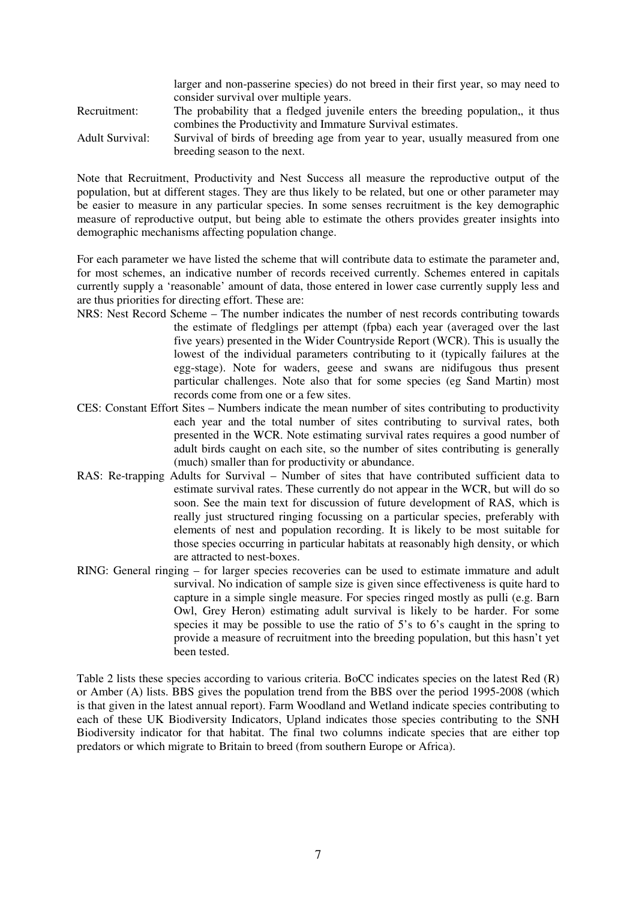larger and non-passerine species) do not breed in their first year, so may need to consider survival over multiple years.

Recruitment: The probability that a fledged juvenile enters the breeding population,, it thus combines the Productivity and Immature Survival estimates.

Adult Survival: Survival of birds of breeding age from year to year, usually measured from one breeding season to the next.

Note that Recruitment, Productivity and Nest Success all measure the reproductive output of the population, but at different stages. They are thus likely to be related, but one or other parameter may be easier to measure in any particular species. In some senses recruitment is the key demographic measure of reproductive output, but being able to estimate the others provides greater insights into demographic mechanisms affecting population change.

For each parameter we have listed the scheme that will contribute data to estimate the parameter and, for most schemes, an indicative number of records received currently. Schemes entered in capitals currently supply a 'reasonable' amount of data, those entered in lower case currently supply less and are thus priorities for directing effort. These are:

NRS: Nest Record Scheme – The number indicates the number of nest records contributing towards the estimate of fledglings per attempt (fpba) each year (averaged over the last five years) presented in the Wider Countryside Report (WCR). This is usually the lowest of the individual parameters contributing to it (typically failures at the egg-stage). Note for waders, geese and swans are nidifugous thus present particular challenges. Note also that for some species (eg Sand Martin) most records come from one or a few sites.

CES: Constant Effort Sites – Numbers indicate the mean number of sites contributing to productivity each year and the total number of sites contributing to survival rates, both presented in the WCR. Note estimating survival rates requires a good number of adult birds caught on each site, so the number of sites contributing is generally (much) smaller than for productivity or abundance.

RAS: Re-trapping Adults for Survival – Number of sites that have contributed sufficient data to estimate survival rates. These currently do not appear in the WCR, but will do so soon. See the main text for discussion of future development of RAS, which is really just structured ringing focussing on a particular species, preferably with elements of nest and population recording. It is likely to be most suitable for those species occurring in particular habitats at reasonably high density, or which are attracted to nest-boxes.

RING: General ringing – for larger species recoveries can be used to estimate immature and adult survival. No indication of sample size is given since effectiveness is quite hard to capture in a simple single measure. For species ringed mostly as pulli (e.g. Barn Owl, Grey Heron) estimating adult survival is likely to be harder. For some species it may be possible to use the ratio of 5's to 6's caught in the spring to provide a measure of recruitment into the breeding population, but this hasn't yet been tested.

Table 2 lists these species according to various criteria. BoCC indicates species on the latest Red (R) or Amber (A) lists. BBS gives the population trend from the BBS over the period 1995-2008 (which is that given in the latest annual report). Farm Woodland and Wetland indicate species contributing to each of these UK Biodiversity Indicators, Upland indicates those species contributing to the SNH Biodiversity indicator for that habitat. The final two columns indicate species that are either top predators or which migrate to Britain to breed (from southern Europe or Africa).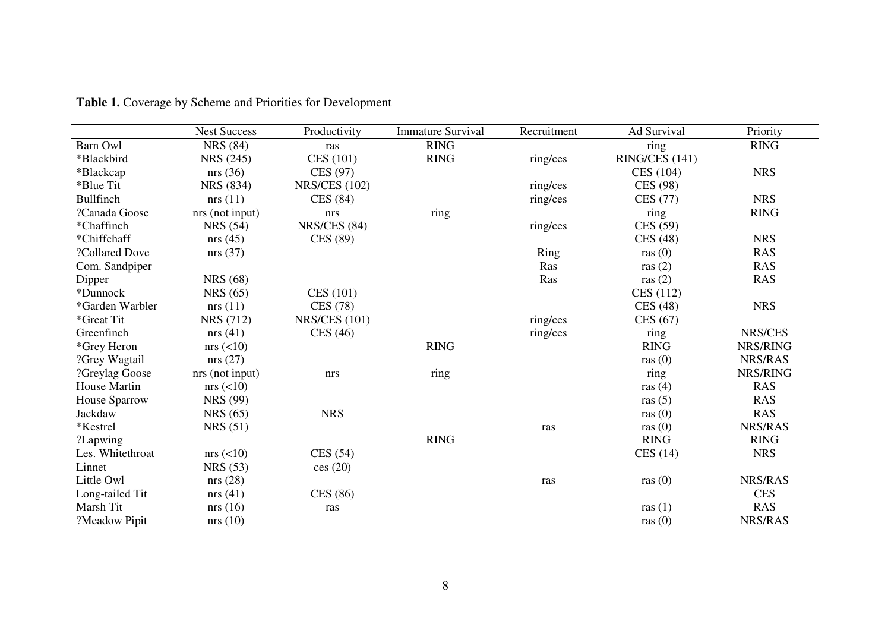**Table 1.** Coverage by Scheme and Priorities for Development

| | Nest Success | Productivity | Immature Survival | Recruitment | Ad Survival | Priority |
|---|---|---|---|---|---|---|
| Barn Owl | NRS (84) | ras | RING | | ring | RING |
| *Blackbird | NRS (245) | CES (101) | RING | ring/ces | RING/CES (141) | |
| *Blackcap | nrs (36) | CES (97) | | | CES (104) | NRS |
| *Blue Tit | NRS (834) | NRS/CES (102) | | ring/ces | CES (98) | |
| Bullfinch | nrs (11) | CES (84) | | ring/ces | CES (77) | NRS |
| ?Canada Goose | nrs (not input) | nrs | ring | | ring | RING |
| *Chaffinch | NRS (54) | NRS/CES (84) | | ring/ces | CES (59) | |
| *Chiffchaff | nrs (45) | CES (89) | | | CES (48) | NRS |
| ?Collared Dove | nrs (37) | | | Ring | ras (0) | RAS |
| Com. Sandpiper | | | | Ras | ras (2) | RAS |
| Dipper | NRS (68) | | | Ras | ras (2) | RAS |
| *Dunnock | NRS (65) | CES (101) | | | CES (112) | |
| *Garden Warbler | nrs (11) | CES (78) | | | CES (48) | NRS |
| *Great Tit | NRS (712) | NRS/CES (101) | | ring/ces | CES (67) | |
| Greenfinch | nrs (41) | CES (46) | | ring/ces | ring | NRS/CES |
| *Grey Heron | nrs (<10) | | RING | | RING | NRS/RING |
| ?Grey Wagtail | nrs (27) | | | | ras (0) | NRS/RAS |
| ?Greylag Goose | nrs (not input) | nrs | ring | | ring | NRS/RING |
| House Martin | nrs (<10) | | | | ras (4) | RAS |
| House Sparrow | NRS (99) | | | | ras (5) | RAS |
| Jackdaw | NRS (65) | NRS | | | ras (0) | RAS |
| *Kestrel | NRS (51) | | | ras | ras (0) | NRS/RAS |
| ?Lapwing | | | RING | | RING | RING |
| Les. Whitethroat | nrs (<10) | CES (54) | | | CES (14) | NRS |
| Linnet | NRS (53) | ces (20) | | | | |
| Little Owl | nrs (28) | | | ras | ras (0) | NRS/RAS |
| Long-tailed Tit | nrs (41) | CES (86) | | | | CES |
| Marsh Tit | nrs (16) | ras | | | ras (1) | RAS |
| ?Meadow Pipit | nrs (10) | | | | ras (0) | NRS/RAS |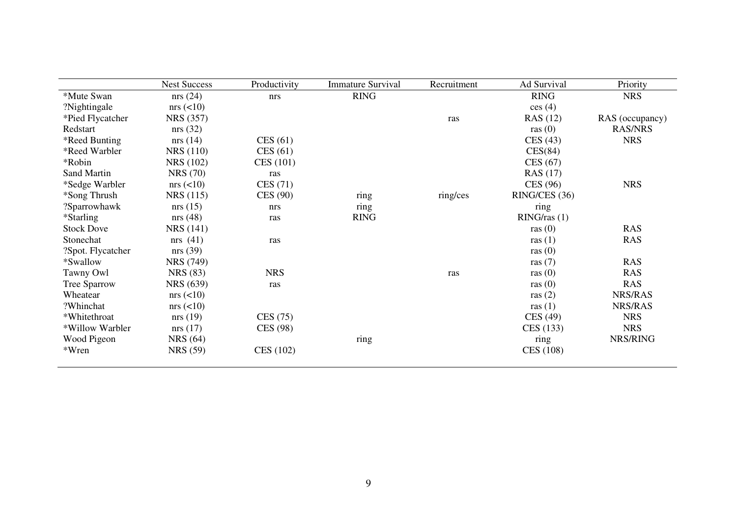| | Nest Success | Productivity | Immature Survival | Recruitment | Ad Survival | Priority |
|---|---|---|---|---|---|---|
| *Mute Swan | nrs (24) | nrs | RING | | RING | NRS |
| ?Nightingale | nrs (<10) | | | | ces (4) | |
| *Pied Flycatcher | NRS (357) | | | ras | RAS (12) | RAS (occupancy) |
| Redstart | nrs (32) | | | | ras (0) | RAS/NRS |
| *Reed Bunting | nrs (14) | CES (61) | | | CES (43) | NRS |
| *Reed Warbler | NRS (110) | CES (61) | | | CES(84) | |
| *Robin | NRS (102) | CES (101) | | | CES (67) | |
| Sand Martin | NRS (70) | ras | | | RAS (17) | |
| *Sedge Warbler | nrs (<10) | CES (71) | | | CES (96) | NRS |
| *Song Thrush | NRS (115) | CES (90) | ring | ring/ces | RING/CES (36) | |
| ?Sparrowhawk | nrs (15) | nrs | ring | | ring | |
| *Starling | nrs (48) | ras | RING | | RING/ras (1) | |
| Stock Dove | NRS (141) | | | | ras (0) | RAS |
| Stonechat | nrs (41) | ras | | | ras (1) | RAS |
| ?Spot. Flycatcher | nrs (39) | | | | ras (0) | |
| *Swallow | NRS (749) | | | | ras (7) | RAS |
| Tawny Owl | NRS (83) | NRS | | ras | ras (0) | RAS |
| Tree Sparrow | NRS (639) | ras | | | ras (0) | RAS |
| Wheatear | nrs (<10) | | | | ras (2) | NRS/RAS |
| ?Whinchat | nrs (<10) | | | | ras (1) | NRS/RAS |
| *Whitethroat | nrs (19) | CES (75) | | | CES (49) | NRS |
| *Willow Warbler | nrs (17) | CES (98) | | | CES (133) | NRS |
| Wood Pigeon | NRS (64) | | ring | | ring | NRS/RING |
| *Wren | NRS (59) | CES (102) | | | CES (108) | |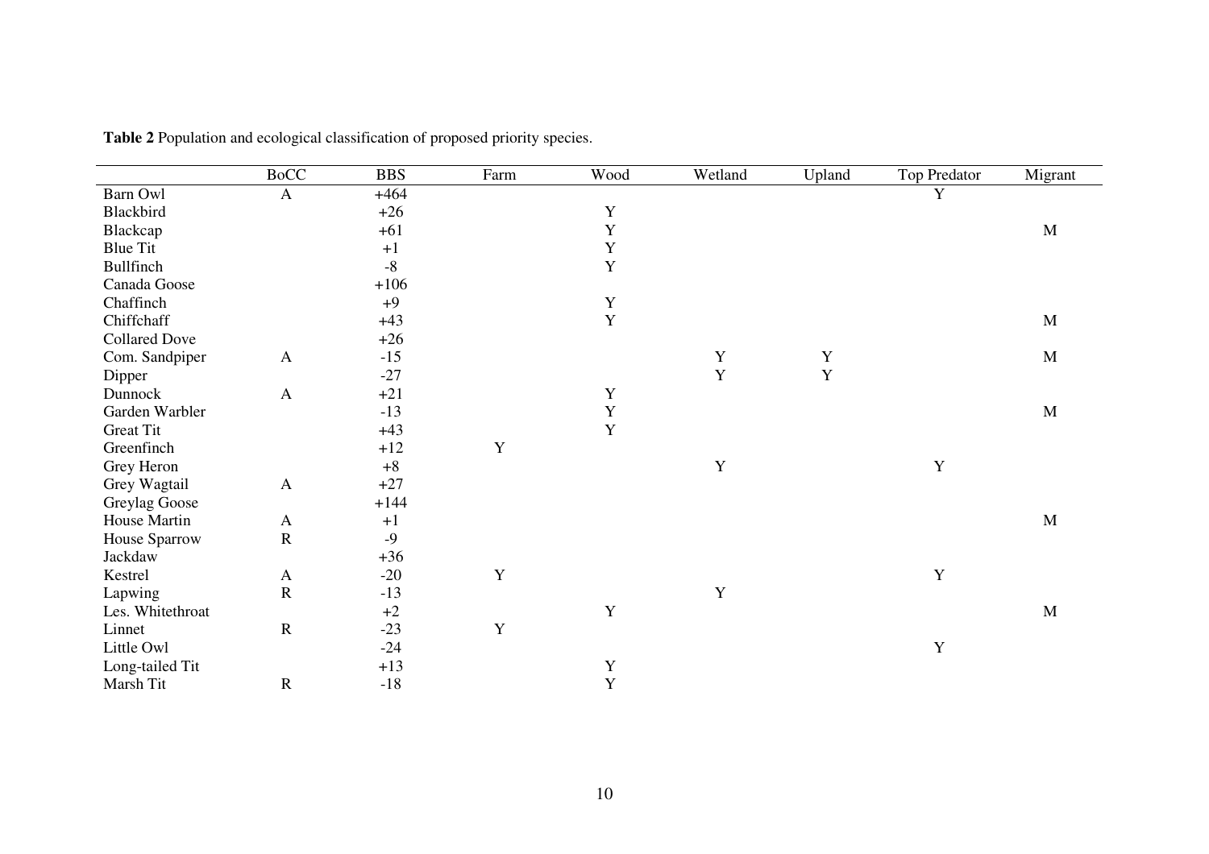**Table 2** Population and ecological classification of proposed priority species.

| | BoCC | BBS | Farm | Wood | Wetland | Upland | Top Predator | Migrant |
|---|---|---|---|---|---|---|---|---|
| Barn Owl | A | +464 | | | | | Y | |
| Blackbird | | +26 | | Y | | | | |
| Blackcap | | +61 | | Y | | | | M |
| Blue Tit | | +1 | | Y | | | | |
| Bullfinch | | -8 | | Y | | | | |
| Canada Goose | | +106 | | | | | | |
| Chaffinch | | +9 | | Y | | | | |
| Chiffchaff | | +43 | | Y | | | | M |
| Collared Dove | | +26 | | | | | | |
| Com. Sandpiper | A | -15 | | | Y | Y | | M |
| Dipper | | -27 | | | Y | Y | | |
| Dunnock | A | +21 | | Y | | | | |
| Garden Warbler | | -13 | | Y | | | | M |
| Great Tit | | +43 | | Y | | | | |
| Greenfinch | | +12 | Y | | | | | |
| Grey Heron | | +8 | | | Y | | Y | |
| Grey Wagtail | A | +27 | | | | | | |
| Greylag Goose | | +144 | | | | | | |
| House Martin | A | +1 | | | | | | M |
| House Sparrow | R | -9 | | | | | | |
| Jackdaw | | +36 | | | | | | |
| Kestrel | A | -20 | Y | | | | Y | |
| Lapwing | R | -13 | | | Y | | | |
| Les. Whitethroat | | +2 | | Y | | | | M |
| Linnet | R | -23 | Y | | | | | |
| Little Owl | | -24 | | | | | Y | |
| Long-tailed Tit | | +13 | | Y | | | | |
| Marsh Tit | R | -18 | | Y | | | | |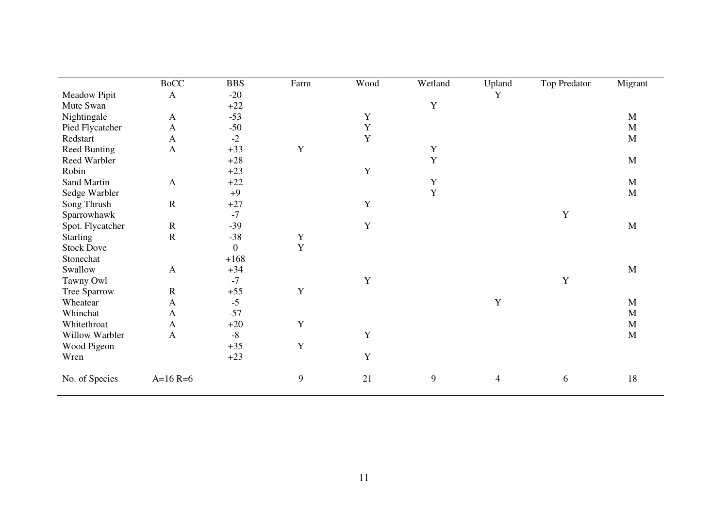| | BoCC | BBS | Farm | Wood | Wetland | Upland | Top Predator | Migrant |
|---|---|---|---|---|---|---|---|---|
| Meadow Pipit | A | -20 | | | | Y | | |
| Mute Swan | | +22 | | | Y | | | |
| Nightingale | A | -53 | | Y | | | | M |
| Pied Flycatcher | A | -50 | | Y | | | | M |
| Redstart | A | -2 | | Y | | | | M |
| Reed Bunting | A | +33 | Y | | Y | | | |
| Reed Warbler | | +28 | | | Y | | | M |
| Robin | | +23 | | Y | | | | |
| Sand Martin | A | +22 | | | Y | | | M |
| Sedge Warbler | | +9 | | | Y | | | M |
| Song Thrush | R | +27 | | Y | | | | |
| Sparrowhawk | | -7 | | | | | Y | |
| Spot. Flycatcher | R | -39 | | Y | | | | M |
| Starling | R | -38 | Y | | | | | |
| Stock Dove | | 0 | Y | | | | | |
| Stonechat | | +168 | | | | | | |
| Swallow | A | +34 | | | | | | M |
| Tawny Owl | | -7 | | Y | | | Y | |
| Tree Sparrow | R | +55 | Y | | | | | |
| Wheatear | A | -5 | | | | Y | | M |
| Whinchat | A | -57 | | | | | | M |
| Whitethroat | A | +20 | Y | | | | | M |
| Willow Warbler | A | -8 | | Y | | | | M |
| Wood Pigeon | | +35 | Y | | | | | |
| Wren | | +23 | | Y | | | | |
| No. of Species | A=16 R=6 | | 9 | 21 | 9 | 4 | 6 | 18 |